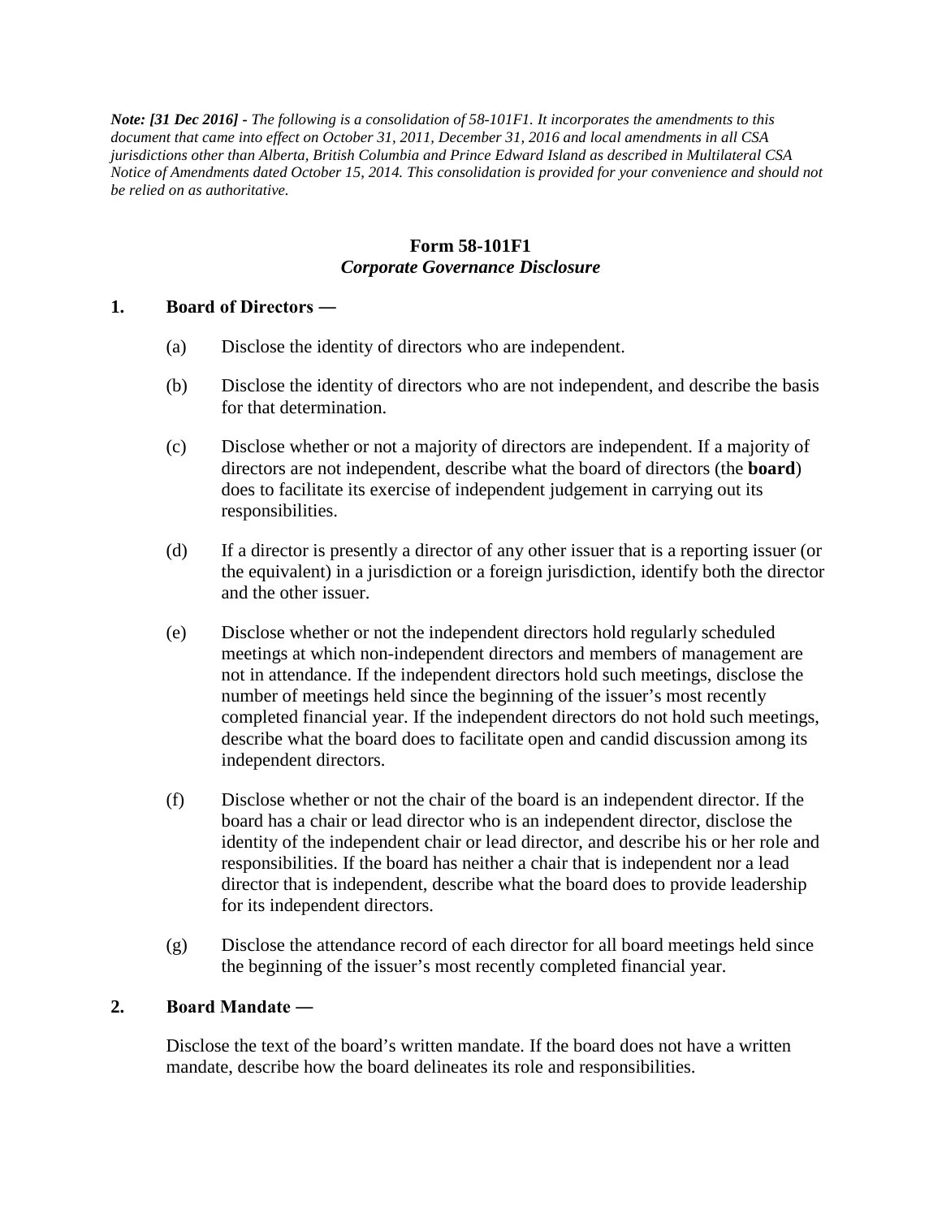***Note: [31 Dec 2016] -*** *The following is a consolidation of 58-101F1. It incorporates the amendments to this document that came into effect on October 31, 2011, December 31, 2016 and local amendments in all CSA jurisdictions other than Alberta, British Columbia and Prince Edward Island as described in Multilateral CSA Notice of Amendments dated October 15, 2014. This consolidation is provided for your convenience and should not be relied on as authoritative.*

# Form 58-101F1
## *Corporate Governance Disclosure*

**1. Board of Directors —**

(a) Disclose the identity of directors who are independent.

(b) Disclose the identity of directors who are not independent, and describe the basis for that determination.

(c) Disclose whether or not a majority of directors are independent. If a majority of directors are not independent, describe what the board of directors (the **board**) does to facilitate its exercise of independent judgement in carrying out its responsibilities.

(d) If a director is presently a director of any other issuer that is a reporting issuer (or the equivalent) in a jurisdiction or a foreign jurisdiction, identify both the director and the other issuer.

(e) Disclose whether or not the independent directors hold regularly scheduled meetings at which non-independent directors and members of management are not in attendance. If the independent directors hold such meetings, disclose the number of meetings held since the beginning of the issuer's most recently completed financial year. If the independent directors do not hold such meetings, describe what the board does to facilitate open and candid discussion among its independent directors.

(f) Disclose whether or not the chair of the board is an independent director. If the board has a chair or lead director who is an independent director, disclose the identity of the independent chair or lead director, and describe his or her role and responsibilities. If the board has neither a chair that is independent nor a lead director that is independent, describe what the board does to provide leadership for its independent directors.

(g) Disclose the attendance record of each director for all board meetings held since the beginning of the issuer's most recently completed financial year.

**2. Board Mandate —**

Disclose the text of the board's written mandate. If the board does not have a written mandate, describe how the board delineates its role and responsibilities.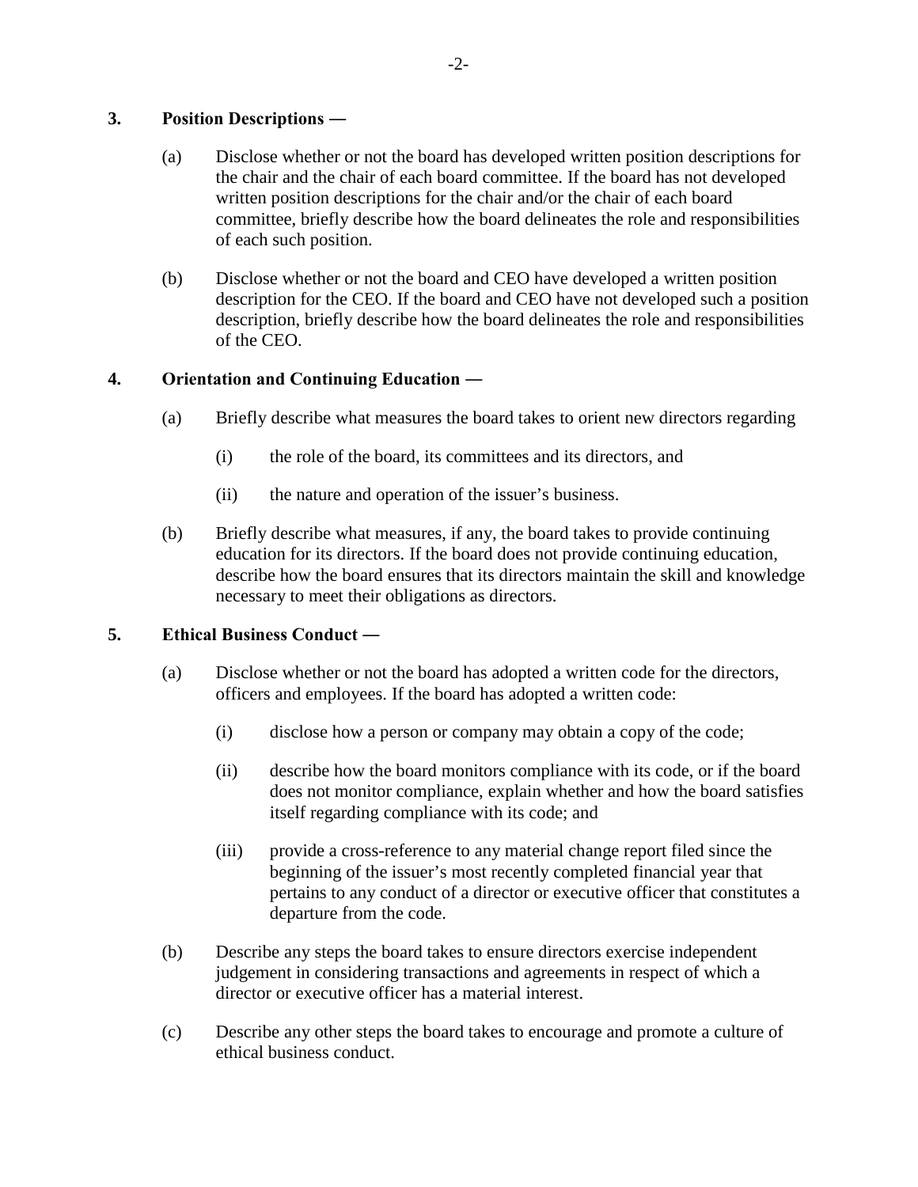**3. Position Descriptions —**

(a) Disclose whether or not the board has developed written position descriptions for the chair and the chair of each board committee. If the board has not developed written position descriptions for the chair and/or the chair of each board committee, briefly describe how the board delineates the role and responsibilities of each such position.

(b) Disclose whether or not the board and CEO have developed a written position description for the CEO. If the board and CEO have not developed such a position description, briefly describe how the board delineates the role and responsibilities of the CEO.

**4. Orientation and Continuing Education —**

(a) Briefly describe what measures the board takes to orient new directors regarding

(i) the role of the board, its committees and its directors, and

(ii) the nature and operation of the issuer's business.

(b) Briefly describe what measures, if any, the board takes to provide continuing education for its directors. If the board does not provide continuing education, describe how the board ensures that its directors maintain the skill and knowledge necessary to meet their obligations as directors.

**5. Ethical Business Conduct —**

(a) Disclose whether or not the board has adopted a written code for the directors, officers and employees. If the board has adopted a written code:

(i) disclose how a person or company may obtain a copy of the code;

(ii) describe how the board monitors compliance with its code, or if the board does not monitor compliance, explain whether and how the board satisfies itself regarding compliance with its code; and

(iii) provide a cross-reference to any material change report filed since the beginning of the issuer's most recently completed financial year that pertains to any conduct of a director or executive officer that constitutes a departure from the code.

(b) Describe any steps the board takes to ensure directors exercise independent judgement in considering transactions and agreements in respect of which a director or executive officer has a material interest.

(c) Describe any other steps the board takes to encourage and promote a culture of ethical business conduct.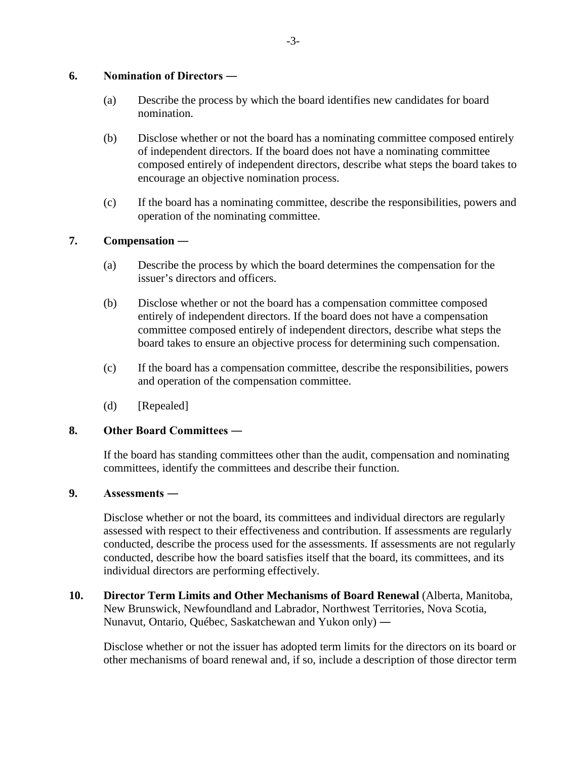**6. Nomination of Directors —**

(a) Describe the process by which the board identifies new candidates for board nomination.

(b) Disclose whether or not the board has a nominating committee composed entirely of independent directors. If the board does not have a nominating committee composed entirely of independent directors, describe what steps the board takes to encourage an objective nomination process.

(c) If the board has a nominating committee, describe the responsibilities, powers and operation of the nominating committee.

**7. Compensation —**

(a) Describe the process by which the board determines the compensation for the issuer's directors and officers.

(b) Disclose whether or not the board has a compensation committee composed entirely of independent directors. If the board does not have a compensation committee composed entirely of independent directors, describe what steps the board takes to ensure an objective process for determining such compensation.

(c) If the board has a compensation committee, describe the responsibilities, powers and operation of the compensation committee.

(d) [Repealed]

**8. Other Board Committees —**

If the board has standing committees other than the audit, compensation and nominating committees, identify the committees and describe their function.

**9. Assessments —**

Disclose whether or not the board, its committees and individual directors are regularly assessed with respect to their effectiveness and contribution. If assessments are regularly conducted, describe the process used for the assessments. If assessments are not regularly conducted, describe how the board satisfies itself that the board, its committees, and its individual directors are performing effectively.

**10. Director Term Limits and Other Mechanisms of Board Renewal** (Alberta, Manitoba, New Brunswick, Newfoundland and Labrador, Northwest Territories, Nova Scotia, Nunavut, Ontario, Québec, Saskatchewan and Yukon only) **—**

Disclose whether or not the issuer has adopted term limits for the directors on its board or other mechanisms of board renewal and, if so, include a description of those director term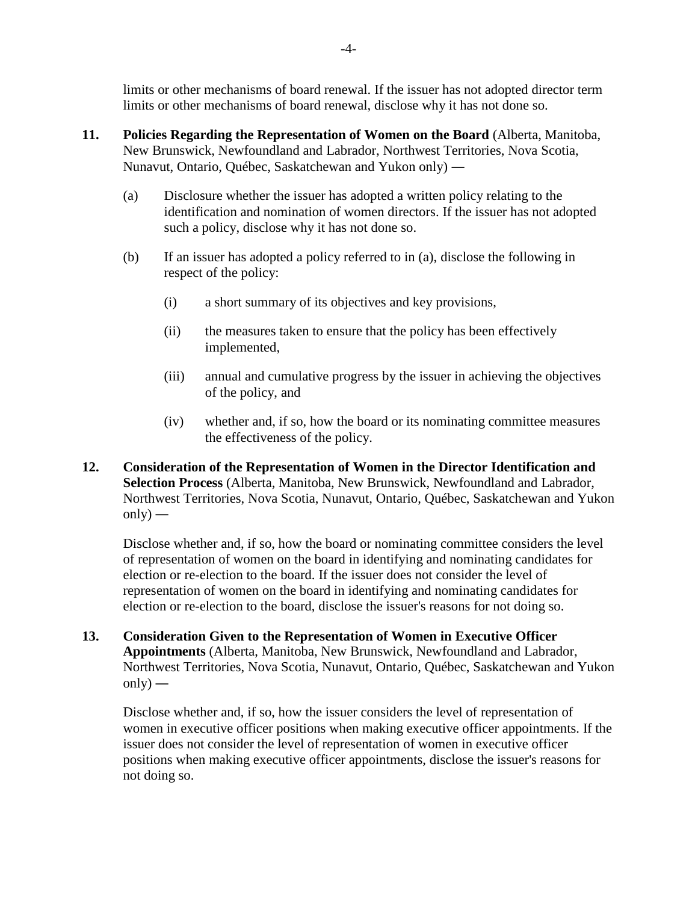limits or other mechanisms of board renewal. If the issuer has not adopted director term limits or other mechanisms of board renewal, disclose why it has not done so.

**11. Policies Regarding the Representation of Women on the Board** (Alberta, Manitoba, New Brunswick, Newfoundland and Labrador, Northwest Territories, Nova Scotia, Nunavut, Ontario, Québec, Saskatchewan and Yukon only) —

(a) Disclosure whether the issuer has adopted a written policy relating to the identification and nomination of women directors. If the issuer has not adopted such a policy, disclose why it has not done so.

(b) If an issuer has adopted a policy referred to in (a), disclose the following in respect of the policy:

(i) a short summary of its objectives and key provisions,

(ii) the measures taken to ensure that the policy has been effectively implemented,

(iii) annual and cumulative progress by the issuer in achieving the objectives of the policy, and

(iv) whether and, if so, how the board or its nominating committee measures the effectiveness of the policy.

**12. Consideration of the Representation of Women in the Director Identification and Selection Process** (Alberta, Manitoba, New Brunswick, Newfoundland and Labrador, Northwest Territories, Nova Scotia, Nunavut, Ontario, Québec, Saskatchewan and Yukon only) —

Disclose whether and, if so, how the board or nominating committee considers the level of representation of women on the board in identifying and nominating candidates for election or re-election to the board. If the issuer does not consider the level of representation of women on the board in identifying and nominating candidates for election or re-election to the board, disclose the issuer's reasons for not doing so.

**13. Consideration Given to the Representation of Women in Executive Officer Appointments** (Alberta, Manitoba, New Brunswick, Newfoundland and Labrador, Northwest Territories, Nova Scotia, Nunavut, Ontario, Québec, Saskatchewan and Yukon only) —

Disclose whether and, if so, how the issuer considers the level of representation of women in executive officer positions when making executive officer appointments. If the issuer does not consider the level of representation of women in executive officer positions when making executive officer appointments, disclose the issuer's reasons for not doing so.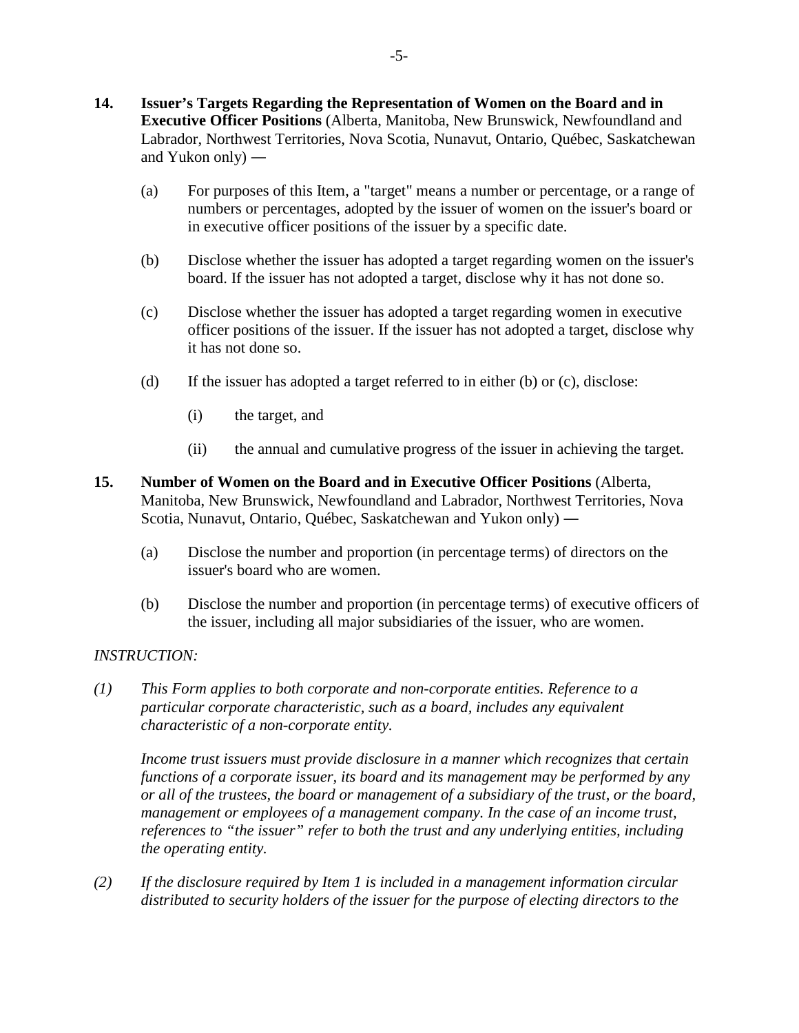**14. Issuer's Targets Regarding the Representation of Women on the Board and in Executive Officer Positions** (Alberta, Manitoba, New Brunswick, Newfoundland and Labrador, Northwest Territories, Nova Scotia, Nunavut, Ontario, Québec, Saskatchewan and Yukon only) —

(a) For purposes of this Item, a "target" means a number or percentage, or a range of numbers or percentages, adopted by the issuer of women on the issuer's board or in executive officer positions of the issuer by a specific date.

(b) Disclose whether the issuer has adopted a target regarding women on the issuer's board. If the issuer has not adopted a target, disclose why it has not done so.

(c) Disclose whether the issuer has adopted a target regarding women in executive officer positions of the issuer. If the issuer has not adopted a target, disclose why it has not done so.

(d) If the issuer has adopted a target referred to in either (b) or (c), disclose:

(i) the target, and

(ii) the annual and cumulative progress of the issuer in achieving the target.

**15. Number of Women on the Board and in Executive Officer Positions** (Alberta, Manitoba, New Brunswick, Newfoundland and Labrador, Northwest Territories, Nova Scotia, Nunavut, Ontario, Québec, Saskatchewan and Yukon only) —

(a) Disclose the number and proportion (in percentage terms) of directors on the issuer's board who are women.

(b) Disclose the number and proportion (in percentage terms) of executive officers of the issuer, including all major subsidiaries of the issuer, who are women.

*INSTRUCTION:*

*(1) This Form applies to both corporate and non-corporate entities. Reference to a particular corporate characteristic, such as a board, includes any equivalent characteristic of a non-corporate entity.*

*Income trust issuers must provide disclosure in a manner which recognizes that certain functions of a corporate issuer, its board and its management may be performed by any or all of the trustees, the board or management of a subsidiary of the trust, or the board, management or employees of a management company. In the case of an income trust, references to "the issuer" refer to both the trust and any underlying entities, including the operating entity.*

*(2) If the disclosure required by Item 1 is included in a management information circular distributed to security holders of the issuer for the purpose of electing directors to the*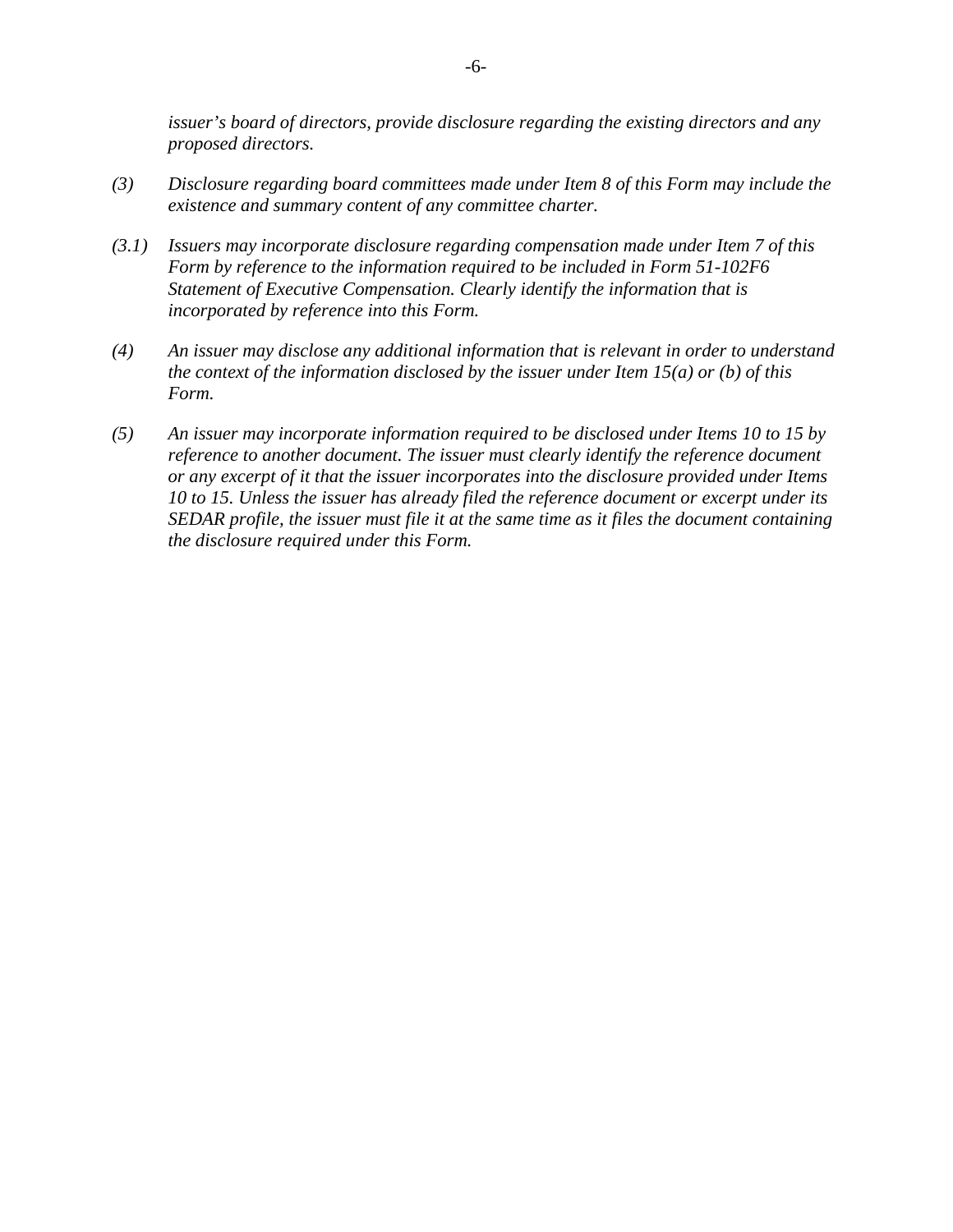*issuer's board of directors, provide disclosure regarding the existing directors and any proposed directors.*

*(3) Disclosure regarding board committees made under Item 8 of this Form may include the existence and summary content of any committee charter.*

*(3.1) Issuers may incorporate disclosure regarding compensation made under Item 7 of this Form by reference to the information required to be included in Form 51-102F6 Statement of Executive Compensation. Clearly identify the information that is incorporated by reference into this Form.*

*(4) An issuer may disclose any additional information that is relevant in order to understand the context of the information disclosed by the issuer under Item 15(a) or (b) of this Form.*

*(5) An issuer may incorporate information required to be disclosed under Items 10 to 15 by reference to another document. The issuer must clearly identify the reference document or any excerpt of it that the issuer incorporates into the disclosure provided under Items 10 to 15. Unless the issuer has already filed the reference document or excerpt under its SEDAR profile, the issuer must file it at the same time as it files the document containing the disclosure required under this Form.*